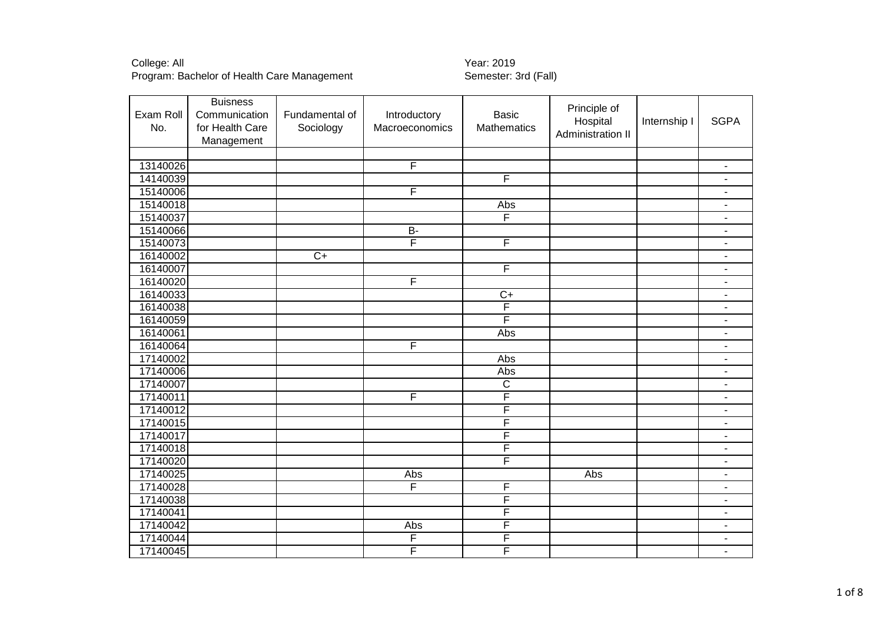College: All
Program: Bachelor of Health Care Management

Year: 2019
Semester: 3rd (Fall)

| Exam Roll No. | Buisness Communication for Health Care Management | Fundamental of Sociology | Introductory Macroeconomics | Basic Mathematics | Principle of Hospital Administration II | Internship I | SGPA |
|---|---|---|---|---|---|---|---|
| | | | | | | | |
| 13140026 | | | F | | | | - |
| 14140039 | | | | F | | | - |
| 15140006 | | | F | | | | - |
| 15140018 | | | | Abs | | | - |
| 15140037 | | | | F | | | - |
| 15140066 | | | B- | | | | - |
| 15140073 | | | F | F | | | - |
| 16140002 | | C+ | | | | | - |
| 16140007 | | | | F | | | - |
| 16140020 | | | F | | | | - |
| 16140033 | | | | C+ | | | - |
| 16140038 | | | | F | | | - |
| 16140059 | | | | F | | | - |
| 16140061 | | | | Abs | | | - |
| 16140064 | | | F | | | | - |
| 17140002 | | | | Abs | | | - |
| 17140006 | | | | Abs | | | - |
| 17140007 | | | | C | | | - |
| 17140011 | | | F | F | | | - |
| 17140012 | | | | F | | | - |
| 17140015 | | | | F | | | - |
| 17140017 | | | | F | | | - |
| 17140018 | | | | F | | | - |
| 17140020 | | | | F | | | - |
| 17140025 | | | Abs | | Abs | | - |
| 17140028 | | | F | F | | | - |
| 17140038 | | | | F | | | - |
| 17140041 | | | | F | | | - |
| 17140042 | | | Abs | F | | | - |
| 17140044 | | | F | F | | | - |
| 17140045 | | | F | F | | | - |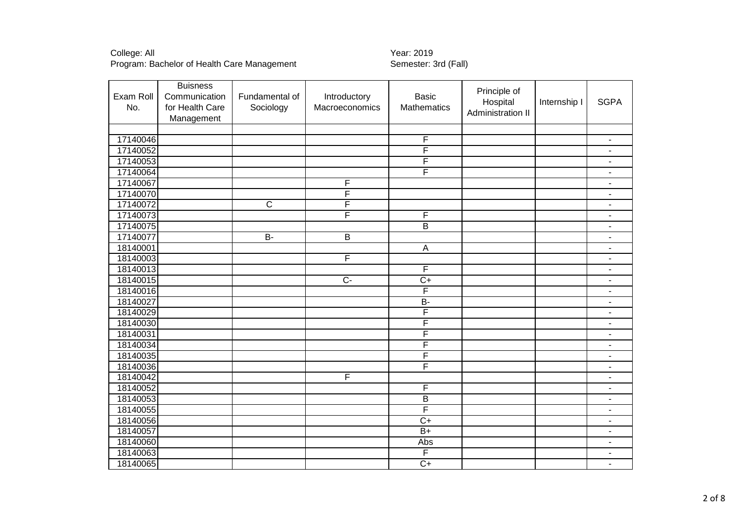College: All
Program: Bachelor of Health Care Management

Year: 2019
Semester: 3rd (Fall)

| Exam Roll No. | Buisness Communication for Health Care Management | Fundamental of Sociology | Introductory Macroeconomics | Basic Mathematics | Principle of Hospital Administration II | Internship I | SGPA |
|---|---|---|---|---|---|---|---|
| | | | | | | | |
| 17140046 | | | | F | | | - |
| 17140052 | | | | F | | | - |
| 17140053 | | | | F | | | - |
| 17140064 | | | | F | | | - |
| 17140067 | | | F | | | | - |
| 17140070 | | | F | | | | - |
| 17140072 | | C | F | | | | - |
| 17140073 | | | F | F | | | - |
| 17140075 | | | | B | | | - |
| 17140077 | | B- | B | | | | - |
| 18140001 | | | | A | | | - |
| 18140003 | | | F | | | | - |
| 18140013 | | | | F | | | - |
| 18140015 | | | C- | C+ | | | - |
| 18140016 | | | | F | | | - |
| 18140027 | | | | B- | | | - |
| 18140029 | | | | F | | | - |
| 18140030 | | | | F | | | - |
| 18140031 | | | | F | | | - |
| 18140034 | | | | F | | | - |
| 18140035 | | | | F | | | - |
| 18140036 | | | | F | | | - |
| 18140042 | | | F | | | | - |
| 18140052 | | | | F | | | - |
| 18140053 | | | | B | | | - |
| 18140055 | | | | F | | | - |
| 18140056 | | | | C+ | | | - |
| 18140057 | | | | B+ | | | - |
| 18140060 | | | | Abs | | | - |
| 18140063 | | | | F | | | - |
| 18140065 | | | | C+ | | | - |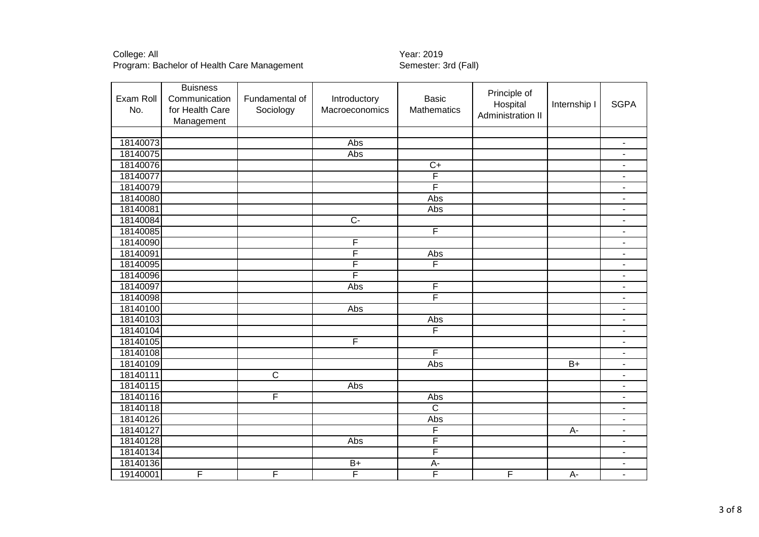College: All
Program: Bachelor of Health Care Management

Year: 2019
Semester: 3rd (Fall)

| Exam Roll No. | Buisness Communication for Health Care Management | Fundamental of Sociology | Introductory Macroeconomics | Basic Mathematics | Principle of Hospital Administration II | Internship I | SGPA |
|---|---|---|---|---|---|---|---|
| | | | | | | | |
| 18140073 | | | Abs | | | | - |
| 18140075 | | | Abs | | | | - |
| 18140076 | | | | C+ | | | - |
| 18140077 | | | | F | | | - |
| 18140079 | | | | F | | | - |
| 18140080 | | | | Abs | | | - |
| 18140081 | | | | Abs | | | - |
| 18140084 | | | C- | | | | - |
| 18140085 | | | | F | | | - |
| 18140090 | | | F | | | | - |
| 18140091 | | | F | Abs | | | - |
| 18140095 | | | F | F | | | - |
| 18140096 | | | F | | | | - |
| 18140097 | | | Abs | F | | | - |
| 18140098 | | | | F | | | - |
| 18140100 | | | Abs | | | | - |
| 18140103 | | | | Abs | | | - |
| 18140104 | | | | F | | | - |
| 18140105 | | | F | | | | - |
| 18140108 | | | | F | | | - |
| 18140109 | | | | Abs | | B+ | - |
| 18140111 | | C | | | | | - |
| 18140115 | | | Abs | | | | - |
| 18140116 | | F | | Abs | | | - |
| 18140118 | | | | C | | | - |
| 18140126 | | | | Abs | | | - |
| 18140127 | | | | F | | A- | - |
| 18140128 | | | Abs | F | | | - |
| 18140134 | | | | F | | | - |
| 18140136 | | | B+ | A- | | | - |
| 19140001 | F | F | F | F | F | A- | - |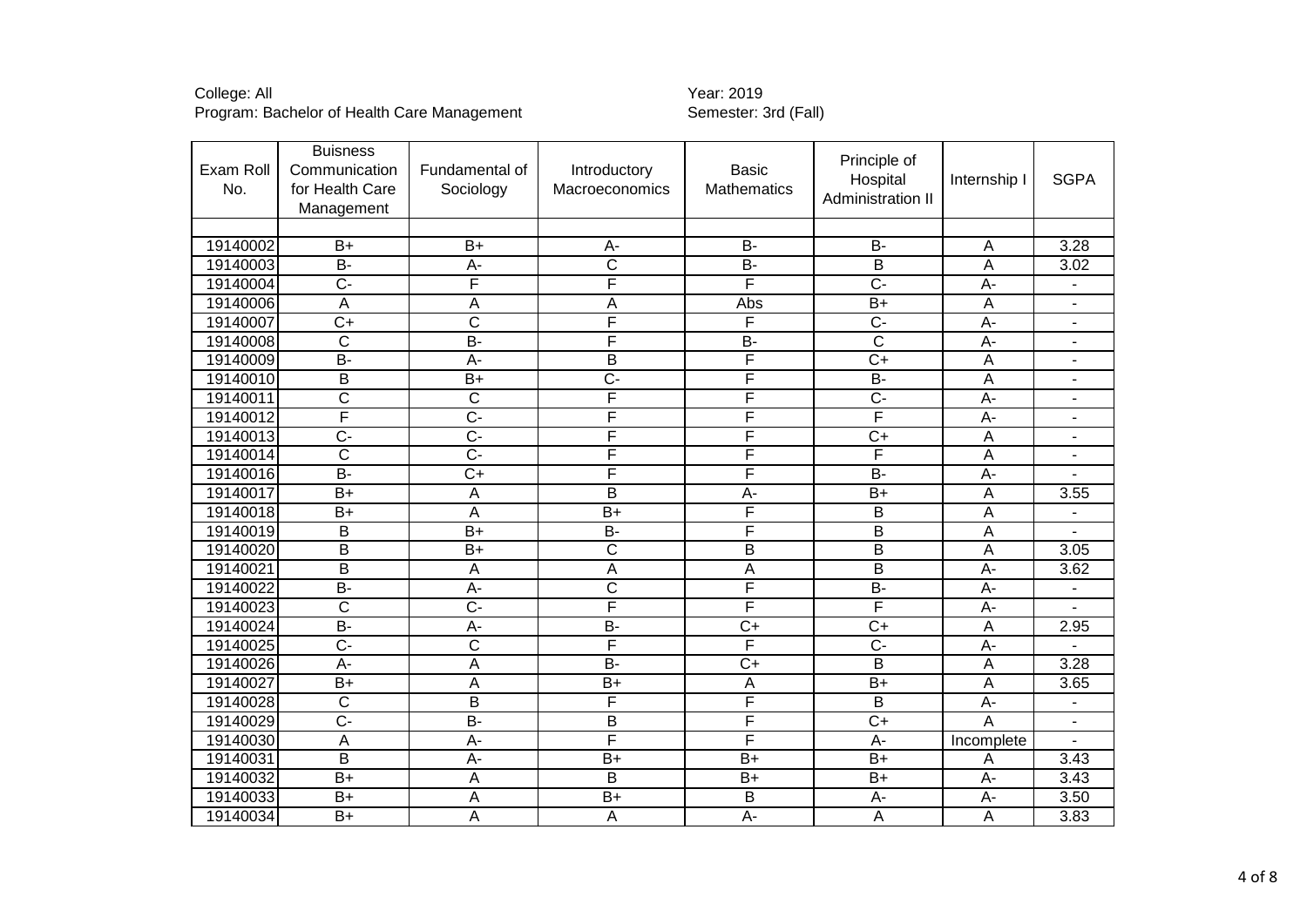College: All
Program: Bachelor of Health Care Management

Year: 2019
Semester: 3rd (Fall)

| Exam Roll No. | Buisness Communication for Health Care Management | Fundamental of Sociology | Introductory Macroeconomics | Basic Mathematics | Principle of Hospital Administration II | Internship I | SGPA |
|---|---|---|---|---|---|---|---|
| | | | | | | | |
| 19140002 | B+ | B+ | A- | B- | B- | A | 3.28 |
| 19140003 | B- | A- | C | B- | B | A | 3.02 |
| 19140004 | C- | F | F | F | C- | A- | - |
| 19140006 | A | A | A | Abs | B+ | A | - |
| 19140007 | C+ | C | F | F | C- | A- | - |
| 19140008 | C | B- | F | B- | C | A- | - |
| 19140009 | B- | A- | B | F | C+ | A | - |
| 19140010 | B | B+ | C- | F | B- | A | - |
| 19140011 | C | C | F | F | C- | A- | - |
| 19140012 | F | C- | F | F | F | A- | - |
| 19140013 | C- | C- | F | F | C+ | A | - |
| 19140014 | C | C- | F | F | F | A | - |
| 19140016 | B- | C+ | F | F | B- | A- | - |
| 19140017 | B+ | A | B | A- | B+ | A | 3.55 |
| 19140018 | B+ | A | B+ | F | B | A | - |
| 19140019 | B | B+ | B- | F | B | A | - |
| 19140020 | B | B+ | C | B | B | A | 3.05 |
| 19140021 | B | A | A | A | B | A- | 3.62 |
| 19140022 | B- | A- | C | F | B- | A- | - |
| 19140023 | C | C- | F | F | F | A- | - |
| 19140024 | B- | A- | B- | C+ | C+ | A | 2.95 |
| 19140025 | C- | C | F | F | C- | A- | - |
| 19140026 | A- | A | B- | C+ | B | A | 3.28 |
| 19140027 | B+ | A | B+ | A | B+ | A | 3.65 |
| 19140028 | C | B | F | F | B | A- | - |
| 19140029 | C- | B- | B | F | C+ | A | - |
| 19140030 | A | A- | F | F | A- | Incomplete | - |
| 19140031 | B | A- | B+ | B+ | B+ | A | 3.43 |
| 19140032 | B+ | A | B | B+ | B+ | A- | 3.43 |
| 19140033 | B+ | A | B+ | B | A- | A- | 3.50 |
| 19140034 | B+ | A | A | A- | A | A | 3.83 |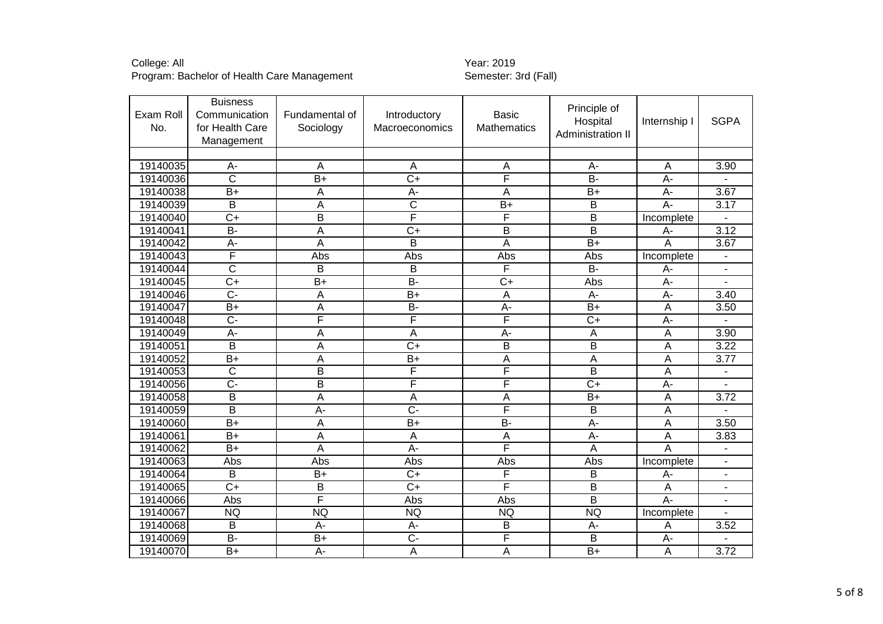College: All
Program: Bachelor of Health Care Management

Year: 2019
Semester: 3rd (Fall)

| Exam Roll No. | Buisness Communication for Health Care Management | Fundamental of Sociology | Introductory Macroeconomics | Basic Mathematics | Principle of Hospital Administration II | Internship I | SGPA |
|---|---|---|---|---|---|---|---|
| | | | | | | | |
| 19140035 | A- | A | A | A | A- | A | 3.90 |
| 19140036 | C | B+ | C+ | F | B- | A- | - |
| 19140038 | B+ | A | A- | A | B+ | A- | 3.67 |
| 19140039 | B | A | C | B+ | B | A- | 3.17 |
| 19140040 | C+ | B | F | F | B | Incomplete | - |
| 19140041 | B- | A | C+ | B | B | A- | 3.12 |
| 19140042 | A- | A | B | A | B+ | A | 3.67 |
| 19140043 | F | Abs | Abs | Abs | Abs | Incomplete | - |
| 19140044 | C | B | B | F | B- | A- | - |
| 19140045 | C+ | B+ | B- | C+ | Abs | A- | - |
| 19140046 | C- | A | B+ | A | A- | A- | 3.40 |
| 19140047 | B+ | A | B- | A- | B+ | A | 3.50 |
| 19140048 | C- | F | F | F | C+ | A- | - |
| 19140049 | A- | A | A | A- | A | A | 3.90 |
| 19140051 | B | A | C+ | B | B | A | 3.22 |
| 19140052 | B+ | A | B+ | A | A | A | 3.77 |
| 19140053 | C | B | F | F | B | A | - |
| 19140056 | C- | B | F | F | C+ | A- | - |
| 19140058 | B | A | A | A | B+ | A | 3.72 |
| 19140059 | B | A- | C- | F | B | A | - |
| 19140060 | B+ | A | B+ | B- | A- | A | 3.50 |
| 19140061 | B+ | A | A | A | A- | A | 3.83 |
| 19140062 | B+ | A | A- | F | A | A | - |
| 19140063 | Abs | Abs | Abs | Abs | Abs | Incomplete | - |
| 19140064 | B | B+ | C+ | F | B | A- | - |
| 19140065 | C+ | B | C+ | F | B | A | - |
| 19140066 | Abs | F | Abs | Abs | B | A- | - |
| 19140067 | NQ | NQ | NQ | NQ | NQ | Incomplete | - |
| 19140068 | B | A- | A- | B | A- | A | 3.52 |
| 19140069 | B- | B+ | C- | F | B | A- | - |
| 19140070 | B+ | A- | A | A | B+ | A | 3.72 |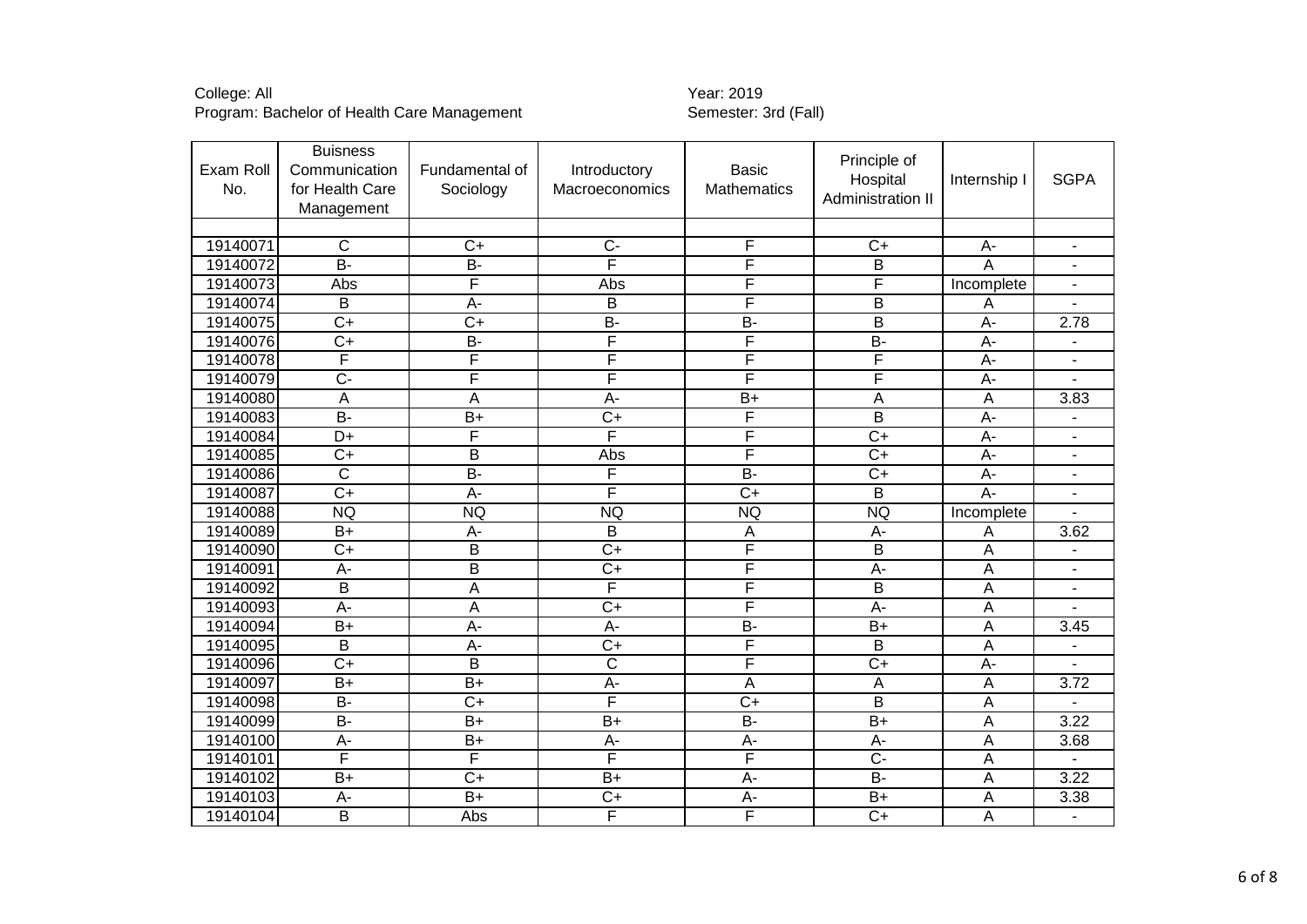College: All
Program: Bachelor of Health Care Management

Year: 2019
Semester: 3rd (Fall)

| Exam Roll No. | Buisness Communication for Health Care Management | Fundamental of Sociology | Introductory Macroeconomics | Basic Mathematics | Principle of Hospital Administration II | Internship I | SGPA |
|---|---|---|---|---|---|---|---|
| | | | | | | | |
| 19140071 | C | C+ | C- | F | C+ | A- | - |
| 19140072 | B- | B- | F | F | B | A | - |
| 19140073 | Abs | F | Abs | F | F | Incomplete | - |
| 19140074 | B | A- | B | F | B | A | - |
| 19140075 | C+ | C+ | B- | B- | B | A- | 2.78 |
| 19140076 | C+ | B- | F | F | B- | A- | - |
| 19140078 | F | F | F | F | F | A- | - |
| 19140079 | C- | F | F | F | F | A- | - |
| 19140080 | A | A | A- | B+ | A | A | 3.83 |
| 19140083 | B- | B+ | C+ | F | B | A- | - |
| 19140084 | D+ | F | F | F | C+ | A- | - |
| 19140085 | C+ | B | Abs | F | C+ | A- | - |
| 19140086 | C | B- | F | B- | C+ | A- | - |
| 19140087 | C+ | A- | F | C+ | B | A- | - |
| 19140088 | NQ | NQ | NQ | NQ | NQ | Incomplete | - |
| 19140089 | B+ | A- | B | A | A- | A | 3.62 |
| 19140090 | C+ | B | C+ | F | B | A | - |
| 19140091 | A- | B | C+ | F | A- | A | - |
| 19140092 | B | A | F | F | B | A | - |
| 19140093 | A- | A | C+ | F | A- | A | - |
| 19140094 | B+ | A- | A- | B- | B+ | A | 3.45 |
| 19140095 | B | A- | C+ | F | B | A | - |
| 19140096 | C+ | B | C | F | C+ | A- | - |
| 19140097 | B+ | B+ | A- | A | A | A | 3.72 |
| 19140098 | B- | C+ | F | C+ | B | A | - |
| 19140099 | B- | B+ | B+ | B- | B+ | A | 3.22 |
| 19140100 | A- | B+ | A- | A- | A- | A | 3.68 |
| 19140101 | F | F | F | F | C- | A | - |
| 19140102 | B+ | C+ | B+ | A- | B- | A | 3.22 |
| 19140103 | A- | B+ | C+ | A- | B+ | A | 3.38 |
| 19140104 | B | Abs | F | F | C+ | A | - |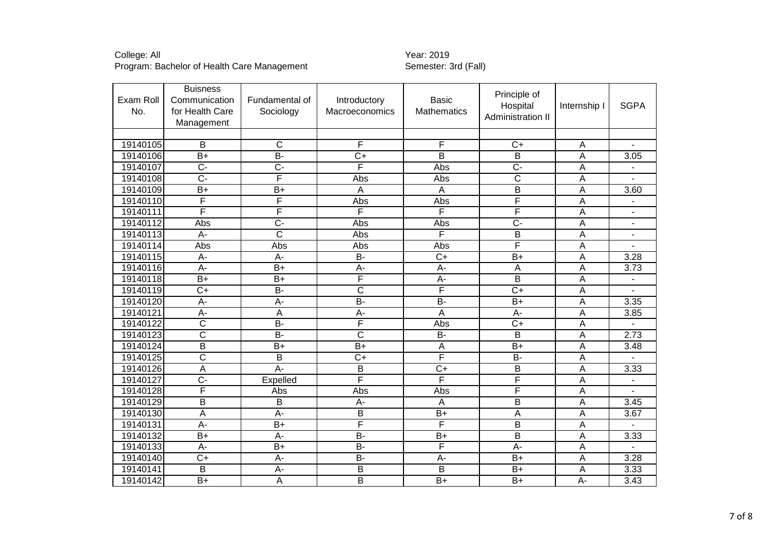College: All
Program: Bachelor of Health Care Management

Year: 2019
Semester: 3rd (Fall)

| Exam Roll No. | Buisness Communication for Health Care Management | Fundamental of Sociology | Introductory Macroeconomics | Basic Mathematics | Principle of Hospital Administration II | Internship I | SGPA |
|---|---|---|---|---|---|---|---|
| | | | | | | | |
| 19140105 | B | C | F | F | C+ | A | - |
| 19140106 | B+ | B- | C+ | B | B | A | 3.05 |
| 19140107 | C- | C- | F | Abs | C- | A | - |
| 19140108 | C- | F | Abs | Abs | C | A | - |
| 19140109 | B+ | B+ | A | A | B | A | 3.60 |
| 19140110 | F | F | Abs | Abs | F | A | - |
| 19140111 | F | F | F | F | F | A | - |
| 19140112 | Abs | C- | Abs | Abs | C- | A | - |
| 19140113 | A- | C | Abs | F | B | A | - |
| 19140114 | Abs | Abs | Abs | Abs | F | A | - |
| 19140115 | A- | A- | B- | C+ | B+ | A | 3.28 |
| 19140116 | A- | B+ | A- | A- | A | A | 3.73 |
| 19140118 | B+ | B+ | F | A- | B | A | - |
| 19140119 | C+ | B- | C | F | C+ | A | - |
| 19140120 | A- | A- | B- | B- | B+ | A | 3.35 |
| 19140121 | A- | A | A- | A | A- | A | 3.85 |
| 19140122 | C | B- | F | Abs | C+ | A | - |
| 19140123 | C | B- | C | B- | B | A | 2.73 |
| 19140124 | B | B+ | B+ | A | B+ | A | 3.48 |
| 19140125 | C | B | C+ | F | B- | A | - |
| 19140126 | A | A- | B | C+ | B | A | 3.33 |
| 19140127 | C- | Expelled | F | F | F | A | - |
| 19140128 | F | Abs | Abs | Abs | F | A | - |
| 19140129 | B | B | A- | A | B | A | 3.45 |
| 19140130 | A | A- | B | B+ | A | A | 3.67 |
| 19140131 | A- | B+ | F | F | B | A | - |
| 19140132 | B+ | A- | B- | B+ | B | A | 3.33 |
| 19140133 | A- | B+ | B- | F | A- | A | - |
| 19140140 | C+ | A- | B- | A- | B+ | A | 3.28 |
| 19140141 | B | A- | B | B | B+ | A | 3.33 |
| 19140142 | B+ | A | B | B+ | B+ | A- | 3.43 |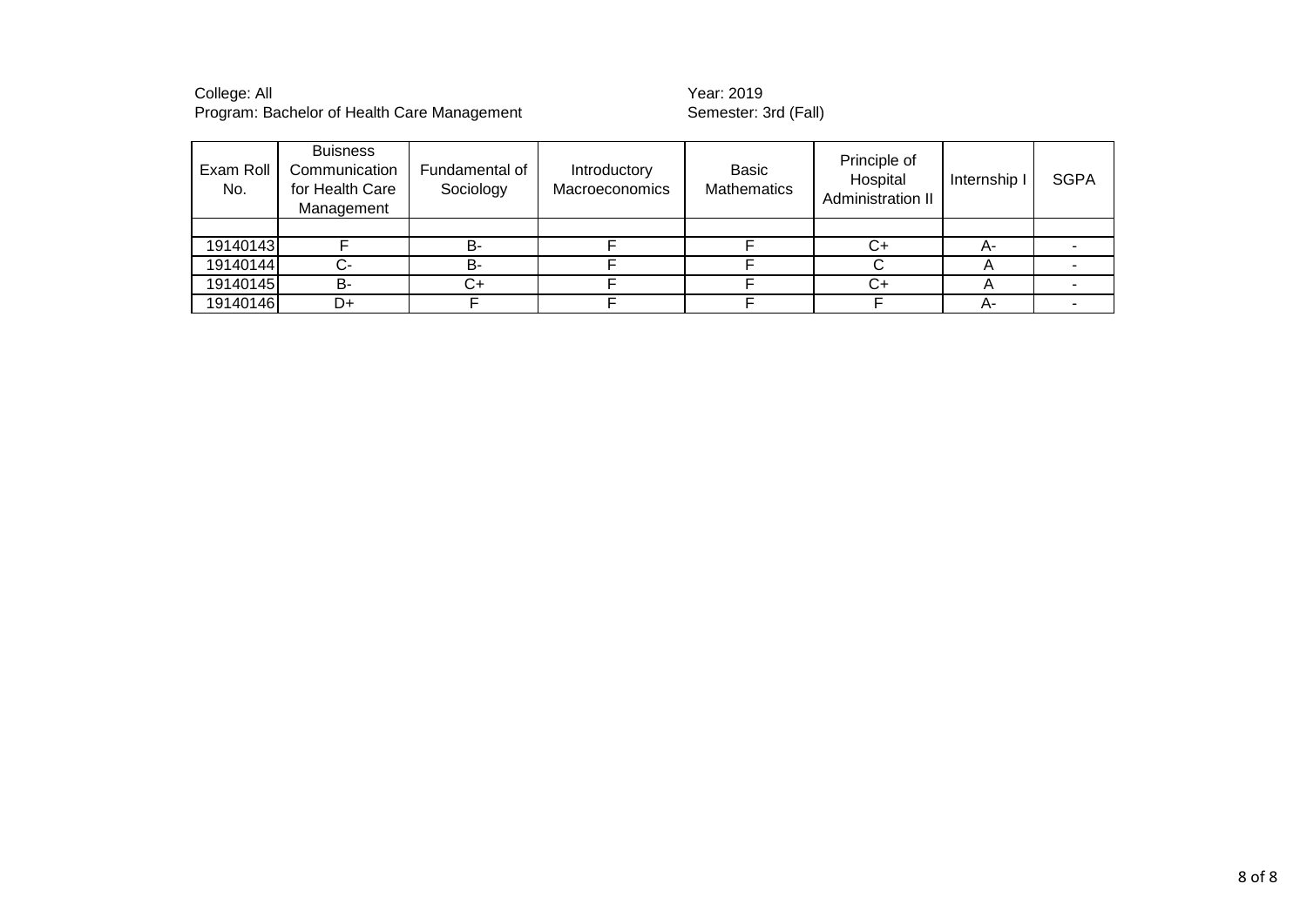College: All
Program: Bachelor of Health Care Management

Year: 2019
Semester: 3rd (Fall)

| Exam Roll No. | Buisness Communication for Health Care Management | Fundamental of Sociology | Introductory Macroeconomics | Basic Mathematics | Principle of Hospital Administration II | Internship I | SGPA |
|---|---|---|---|---|---|---|---|
| | | | | | | | |
| 19140143 | F | B- | F | F | C+ | A- | - |
| 19140144 | C- | B- | F | F | C | A | - |
| 19140145 | B- | C+ | F | F | C+ | A | - |
| 19140146 | D+ | F | F | F | F | A- | - |